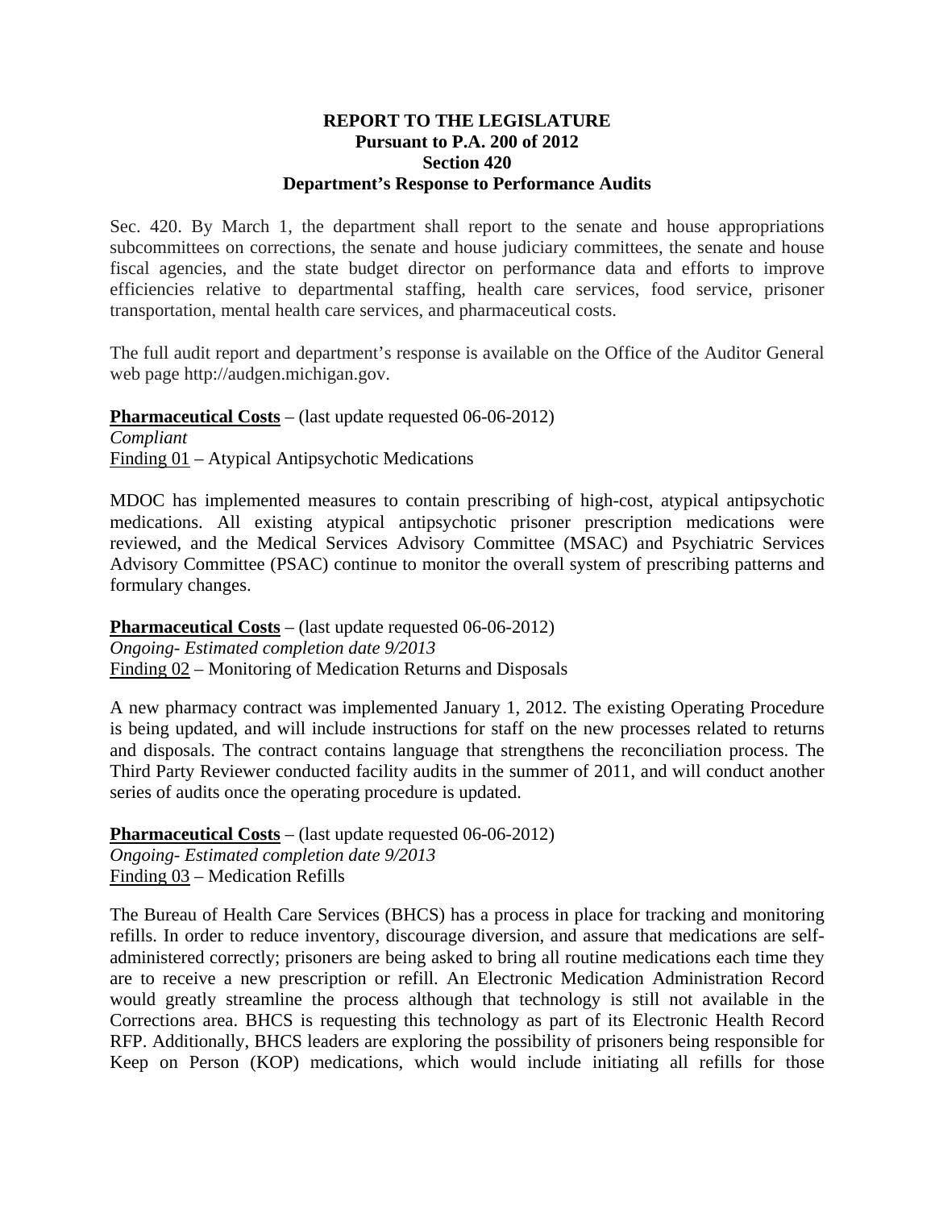# REPORT TO THE LEGISLATURE
## Pursuant to P.A. 200 of 2012
## Section 420
## Department's Response to Performance Audits

Sec. 420. By March 1, the department shall report to the senate and house appropriations subcommittees on corrections, the senate and house judiciary committees, the senate and house fiscal agencies, and the state budget director on performance data and efforts to improve efficiencies relative to departmental staffing, health care services, food service, prisoner transportation, mental health care services, and pharmaceutical costs.

The full audit report and department's response is available on the Office of the Auditor General web page http://audgen.michigan.gov.

**Pharmaceutical Costs** – (last update requested 06-06-2012)
*Compliant*
Finding 01 – Atypical Antipsychotic Medications

MDOC has implemented measures to contain prescribing of high-cost, atypical antipsychotic medications. All existing atypical antipsychotic prisoner prescription medications were reviewed, and the Medical Services Advisory Committee (MSAC) and Psychiatric Services Advisory Committee (PSAC) continue to monitor the overall system of prescribing patterns and formulary changes.

**Pharmaceutical Costs** – (last update requested 06-06-2012)
*Ongoing- Estimated completion date 9/2013*
Finding 02 – Monitoring of Medication Returns and Disposals

A new pharmacy contract was implemented January 1, 2012. The existing Operating Procedure is being updated, and will include instructions for staff on the new processes related to returns and disposals. The contract contains language that strengthens the reconciliation process. The Third Party Reviewer conducted facility audits in the summer of 2011, and will conduct another series of audits once the operating procedure is updated.

**Pharmaceutical Costs** – (last update requested 06-06-2012)
*Ongoing- Estimated completion date 9/2013*
Finding 03 – Medication Refills

The Bureau of Health Care Services (BHCS) has a process in place for tracking and monitoring refills. In order to reduce inventory, discourage diversion, and assure that medications are self-administered correctly; prisoners are being asked to bring all routine medications each time they are to receive a new prescription or refill. An Electronic Medication Administration Record would greatly streamline the process although that technology is still not available in the Corrections area. BHCS is requesting this technology as part of its Electronic Health Record RFP. Additionally, BHCS leaders are exploring the possibility of prisoners being responsible for Keep on Person (KOP) medications, which would include initiating all refills for those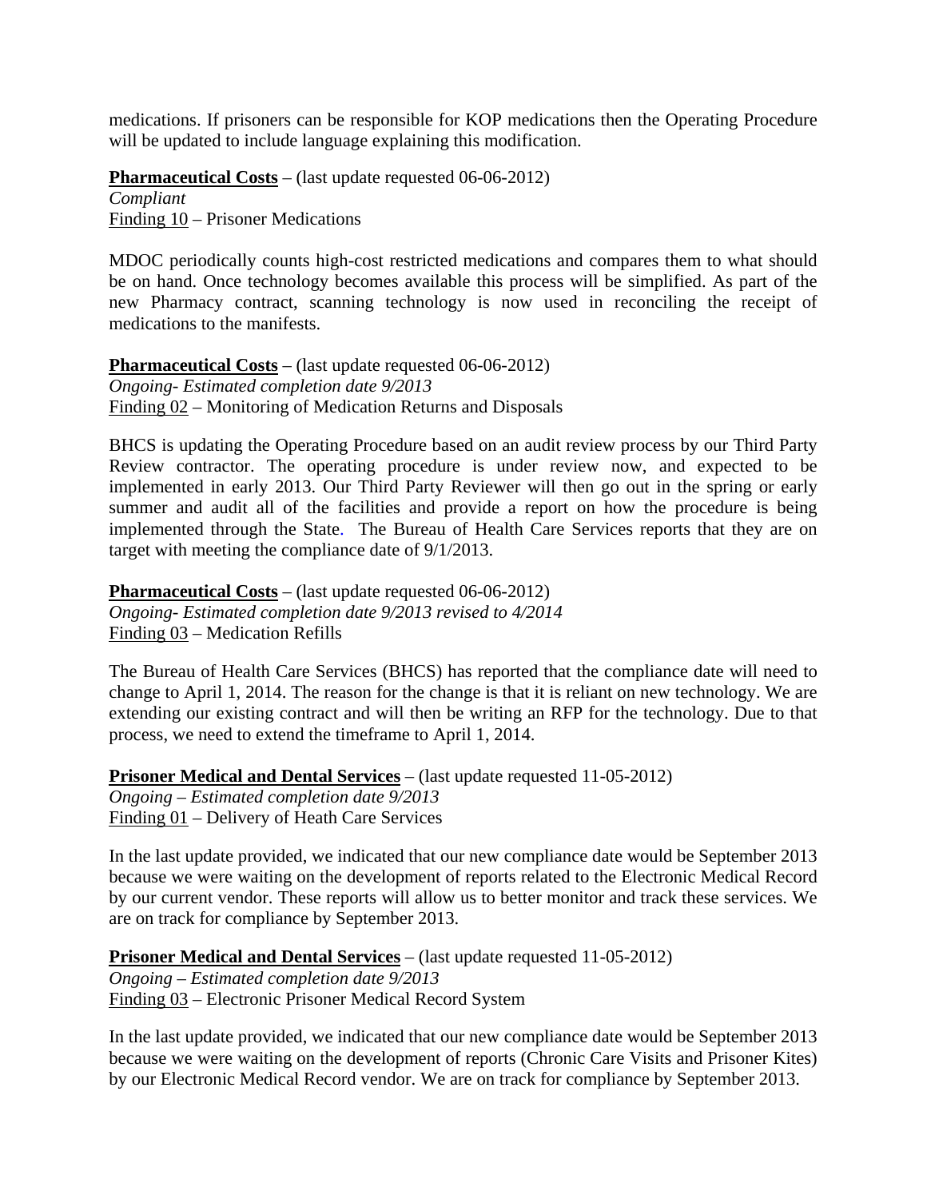medications. If prisoners can be responsible for KOP medications then the Operating Procedure will be updated to include language explaining this modification.

**Pharmaceutical Costs** – (last update requested 06-06-2012)
*Compliant*
Finding 10 – Prisoner Medications

MDOC periodically counts high-cost restricted medications and compares them to what should be on hand. Once technology becomes available this process will be simplified. As part of the new Pharmacy contract, scanning technology is now used in reconciling the receipt of medications to the manifests.

**Pharmaceutical Costs** – (last update requested 06-06-2012)
*Ongoing- Estimated completion date 9/2013*
Finding 02 – Monitoring of Medication Returns and Disposals

BHCS is updating the Operating Procedure based on an audit review process by our Third Party Review contractor. The operating procedure is under review now, and expected to be implemented in early 2013. Our Third Party Reviewer will then go out in the spring or early summer and audit all of the facilities and provide a report on how the procedure is being implemented through the State. The Bureau of Health Care Services reports that they are on target with meeting the compliance date of 9/1/2013.

**Pharmaceutical Costs** – (last update requested 06-06-2012)
*Ongoing- Estimated completion date 9/2013 revised to 4/2014*
Finding 03 – Medication Refills

The Bureau of Health Care Services (BHCS) has reported that the compliance date will need to change to April 1, 2014. The reason for the change is that it is reliant on new technology. We are extending our existing contract and will then be writing an RFP for the technology. Due to that process, we need to extend the timeframe to April 1, 2014.

**Prisoner Medical and Dental Services** – (last update requested 11-05-2012)
*Ongoing – Estimated completion date 9/2013*
Finding 01 – Delivery of Heath Care Services

In the last update provided, we indicated that our new compliance date would be September 2013 because we were waiting on the development of reports related to the Electronic Medical Record by our current vendor. These reports will allow us to better monitor and track these services. We are on track for compliance by September 2013.

**Prisoner Medical and Dental Services** – (last update requested 11-05-2012)
*Ongoing – Estimated completion date 9/2013*
Finding 03 – Electronic Prisoner Medical Record System

In the last update provided, we indicated that our new compliance date would be September 2013 because we were waiting on the development of reports (Chronic Care Visits and Prisoner Kites) by our Electronic Medical Record vendor. We are on track for compliance by September 2013.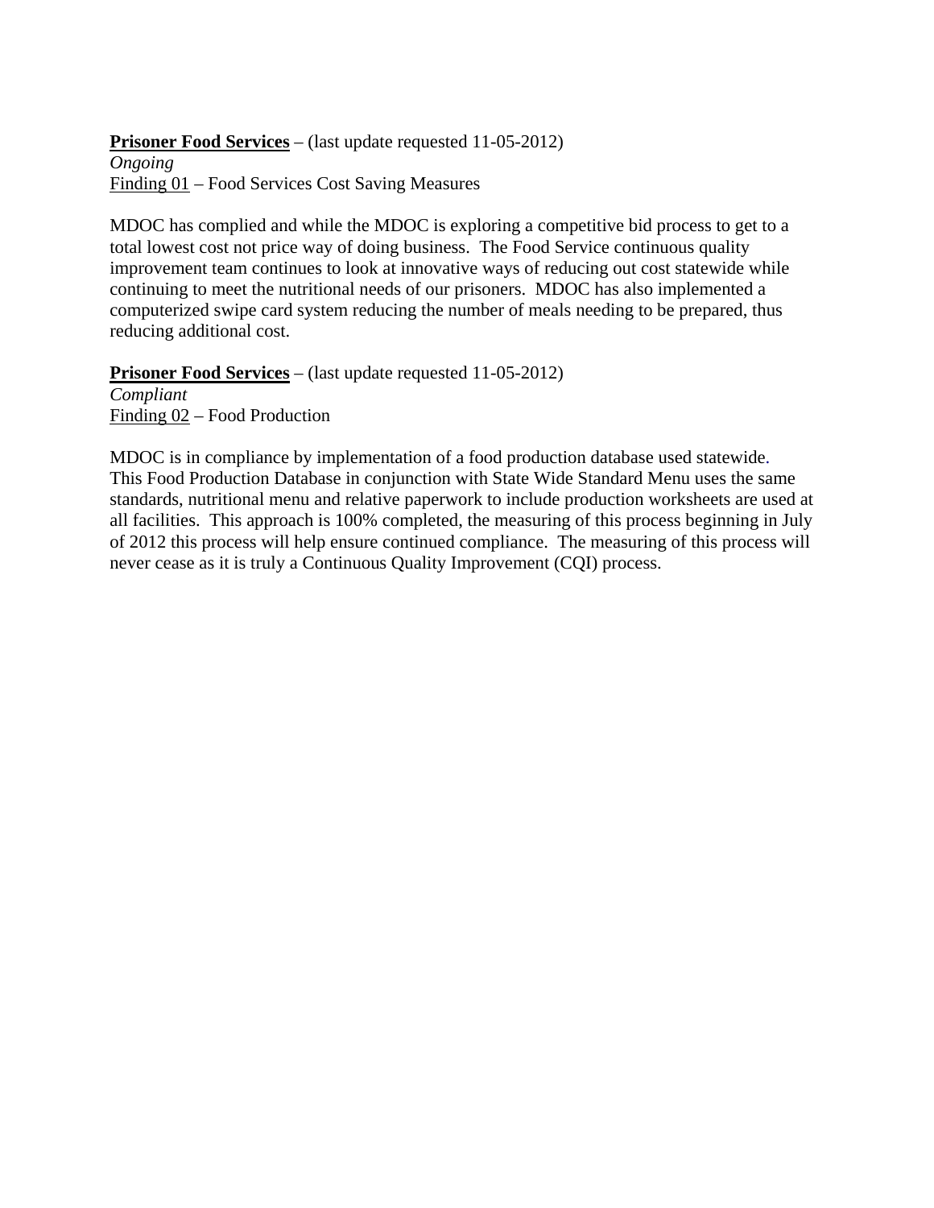**<u>Prisoner Food Services</u>** – (last update requested 11-05-2012)
*Ongoing*
<u>Finding 01</u> – Food Services Cost Saving Measures

MDOC has complied and while the MDOC is exploring a competitive bid process to get to a total lowest cost not price way of doing business. The Food Service continuous quality improvement team continues to look at innovative ways of reducing out cost statewide while continuing to meet the nutritional needs of our prisoners. MDOC has also implemented a computerized swipe card system reducing the number of meals needing to be prepared, thus reducing additional cost.

**<u>Prisoner Food Services</u>** – (last update requested 11-05-2012)
*Compliant*
<u>Finding 02</u> – Food Production

MDOC is in compliance by implementation of a food production database used statewide. This Food Production Database in conjunction with State Wide Standard Menu uses the same standards, nutritional menu and relative paperwork to include production worksheets are used at all facilities. This approach is 100% completed, the measuring of this process beginning in July of 2012 this process will help ensure continued compliance. The measuring of this process will never cease as it is truly a Continuous Quality Improvement (CQI) process.